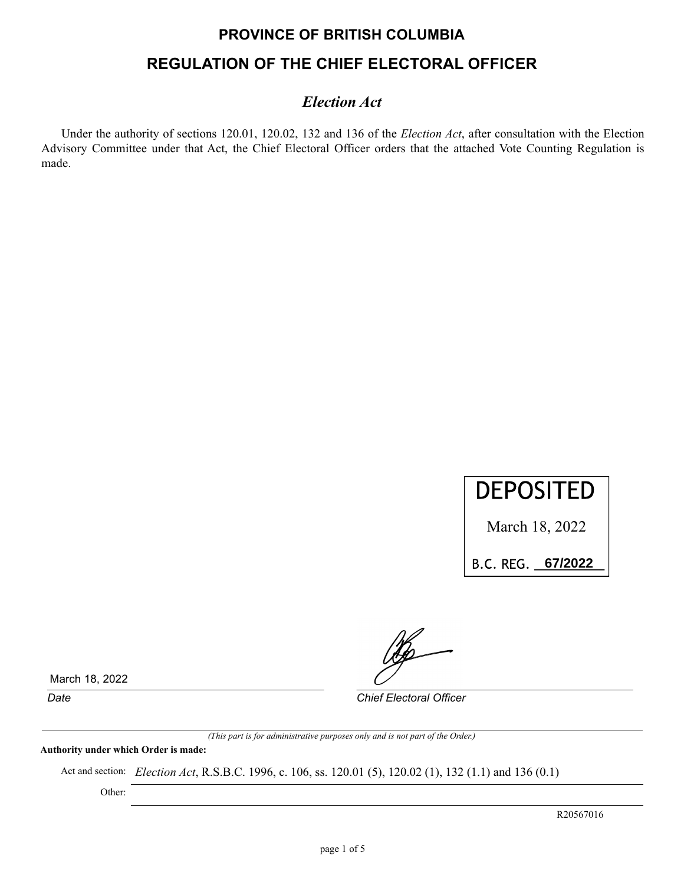# PROVINCE OF BRITISH COLUMBIA

## REGULATION OF THE CHIEF ELECTORAL OFFICER

### *Election Act*

Under the authority of sections 120.01, 120.02, 132 and 136 of the *Election Act*, after consultation with the Election Advisory Committee under that Act, the Chief Electoral Officer orders that the attached Vote Counting Regulation is made.

DEPOSITED

March 18, 2022

B.C. REG. 67/2022

March 18, 2022

*Date*

*Chief Electoral Officer*

*(This part is for administrative purposes only and is not part of the Order.)*

**Authority under which Order is made:**

Act and section: *Election Act*, R.S.B.C. 1996, c. 106, ss. 120.01 (5), 120.02 (1), 132 (1.1) and 136 (0.1)

Other:

R20567016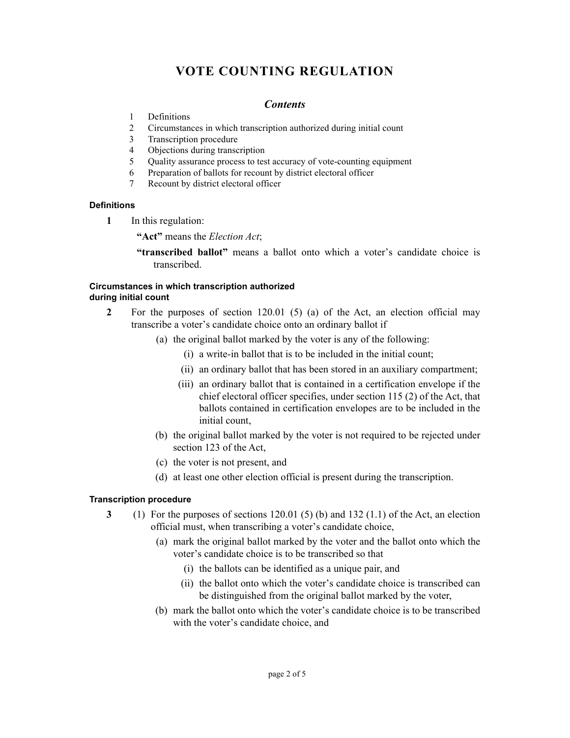# VOTE COUNTING REGULATION

## *Contents*

1 Definitions
2 Circumstances in which transcription authorized during initial count
3 Transcription procedure
4 Objections during transcription
5 Quality assurance process to test accuracy of vote-counting equipment
6 Preparation of ballots for recount by district electoral officer
7 Recount by district electoral officer

#### Definitions

**1** In this regulation:

**"Act"** means the *Election Act*;

**"transcribed ballot"** means a ballot onto which a voter's candidate choice is transcribed.

#### Circumstances in which transcription authorized during initial count

**2** For the purposes of section 120.01 (5) (a) of the Act, an election official may transcribe a voter's candidate choice onto an ordinary ballot if

(a) the original ballot marked by the voter is any of the following:

(i) a write-in ballot that is to be included in the initial count;

(ii) an ordinary ballot that has been stored in an auxiliary compartment;

(iii) an ordinary ballot that is contained in a certification envelope if the chief electoral officer specifies, under section 115 (2) of the Act, that ballots contained in certification envelopes are to be included in the initial count,

(b) the original ballot marked by the voter is not required to be rejected under section 123 of the Act,

(c) the voter is not present, and

(d) at least one other election official is present during the transcription.

#### Transcription procedure

**3** (1) For the purposes of sections 120.01 (5) (b) and 132 (1.1) of the Act, an election official must, when transcribing a voter's candidate choice,

(a) mark the original ballot marked by the voter and the ballot onto which the voter's candidate choice is to be transcribed so that

(i) the ballots can be identified as a unique pair, and

(ii) the ballot onto which the voter's candidate choice is transcribed can be distinguished from the original ballot marked by the voter,

(b) mark the ballot onto which the voter's candidate choice is to be transcribed with the voter's candidate choice, and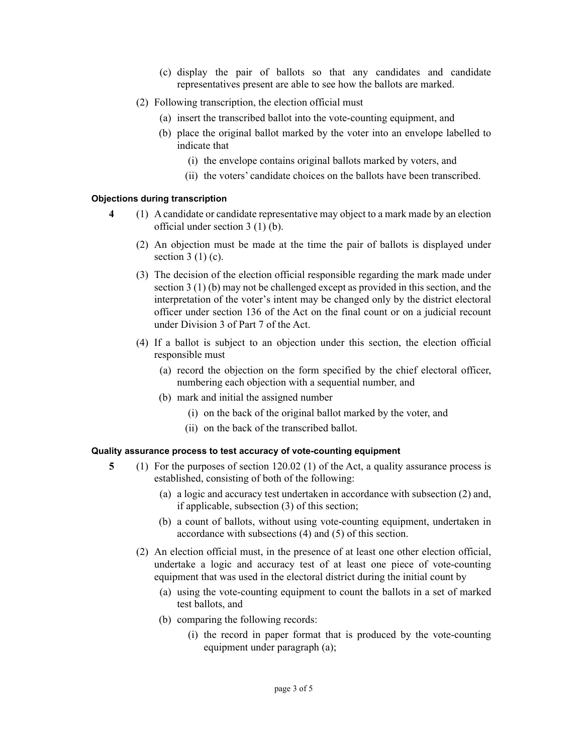(c) display the pair of ballots so that any candidates and candidate representatives present are able to see how the ballots are marked.

(2) Following transcription, the election official must

(a) insert the transcribed ballot into the vote-counting equipment, and

(b) place the original ballot marked by the voter into an envelope labelled to indicate that

(i) the envelope contains original ballots marked by voters, and

(ii) the voters' candidate choices on the ballots have been transcribed.

**Objections during transcription**

**4** (1) A candidate or candidate representative may object to a mark made by an election official under section 3 (1) (b).

(2) An objection must be made at the time the pair of ballots is displayed under section 3 (1) (c).

(3) The decision of the election official responsible regarding the mark made under section 3 (1) (b) may not be challenged except as provided in this section, and the interpretation of the voter's intent may be changed only by the district electoral officer under section 136 of the Act on the final count or on a judicial recount under Division 3 of Part 7 of the Act.

(4) If a ballot is subject to an objection under this section, the election official responsible must

(a) record the objection on the form specified by the chief electoral officer, numbering each objection with a sequential number, and

(b) mark and initial the assigned number

(i) on the back of the original ballot marked by the voter, and

(ii) on the back of the transcribed ballot.

**Quality assurance process to test accuracy of vote-counting equipment**

**5** (1) For the purposes of section 120.02 (1) of the Act, a quality assurance process is established, consisting of both of the following:

(a) a logic and accuracy test undertaken in accordance with subsection (2) and, if applicable, subsection (3) of this section;

(b) a count of ballots, without using vote-counting equipment, undertaken in accordance with subsections (4) and (5) of this section.

(2) An election official must, in the presence of at least one other election official, undertake a logic and accuracy test of at least one piece of vote-counting equipment that was used in the electoral district during the initial count by

(a) using the vote-counting equipment to count the ballots in a set of marked test ballots, and

(b) comparing the following records:

(i) the record in paper format that is produced by the vote-counting equipment under paragraph (a);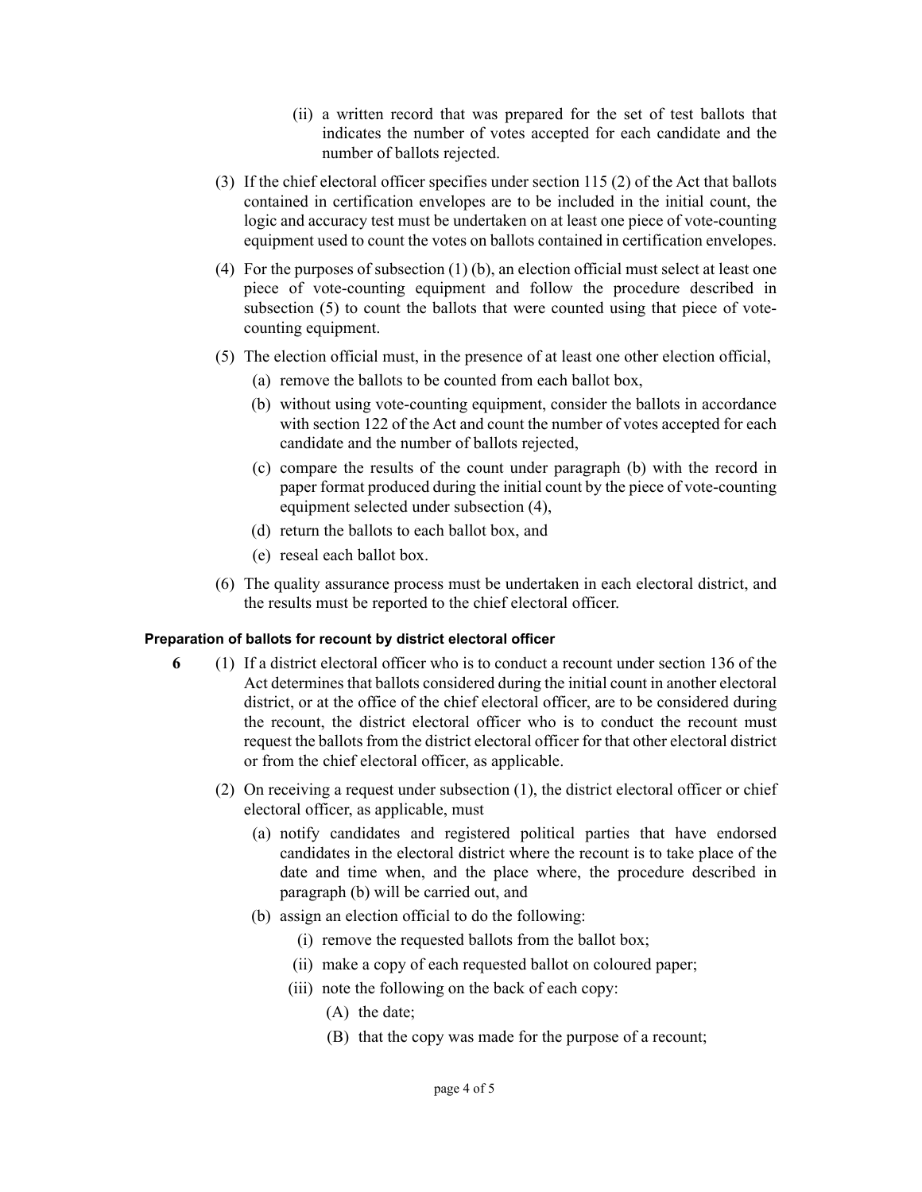(ii) a written record that was prepared for the set of test ballots that indicates the number of votes accepted for each candidate and the number of ballots rejected.

(3) If the chief electoral officer specifies under section 115 (2) of the Act that ballots contained in certification envelopes are to be included in the initial count, the logic and accuracy test must be undertaken on at least one piece of vote-counting equipment used to count the votes on ballots contained in certification envelopes.

(4) For the purposes of subsection (1) (b), an election official must select at least one piece of vote-counting equipment and follow the procedure described in subsection (5) to count the ballots that were counted using that piece of vote-counting equipment.

(5) The election official must, in the presence of at least one other election official,

(a) remove the ballots to be counted from each ballot box,

(b) without using vote-counting equipment, consider the ballots in accordance with section 122 of the Act and count the number of votes accepted for each candidate and the number of ballots rejected,

(c) compare the results of the count under paragraph (b) with the record in paper format produced during the initial count by the piece of vote-counting equipment selected under subsection (4),

(d) return the ballots to each ballot box, and

(e) reseal each ballot box.

(6) The quality assurance process must be undertaken in each electoral district, and the results must be reported to the chief electoral officer.

#### Preparation of ballots for recount by district electoral officer

**6** (1) If a district electoral officer who is to conduct a recount under section 136 of the Act determines that ballots considered during the initial count in another electoral district, or at the office of the chief electoral officer, are to be considered during the recount, the district electoral officer who is to conduct the recount must request the ballots from the district electoral officer for that other electoral district or from the chief electoral officer, as applicable.

(2) On receiving a request under subsection (1), the district electoral officer or chief electoral officer, as applicable, must

(a) notify candidates and registered political parties that have endorsed candidates in the electoral district where the recount is to take place of the date and time when, and the place where, the procedure described in paragraph (b) will be carried out, and

(b) assign an election official to do the following:

(i) remove the requested ballots from the ballot box;

(ii) make a copy of each requested ballot on coloured paper;

(iii) note the following on the back of each copy:

(A) the date;

(B) that the copy was made for the purpose of a recount;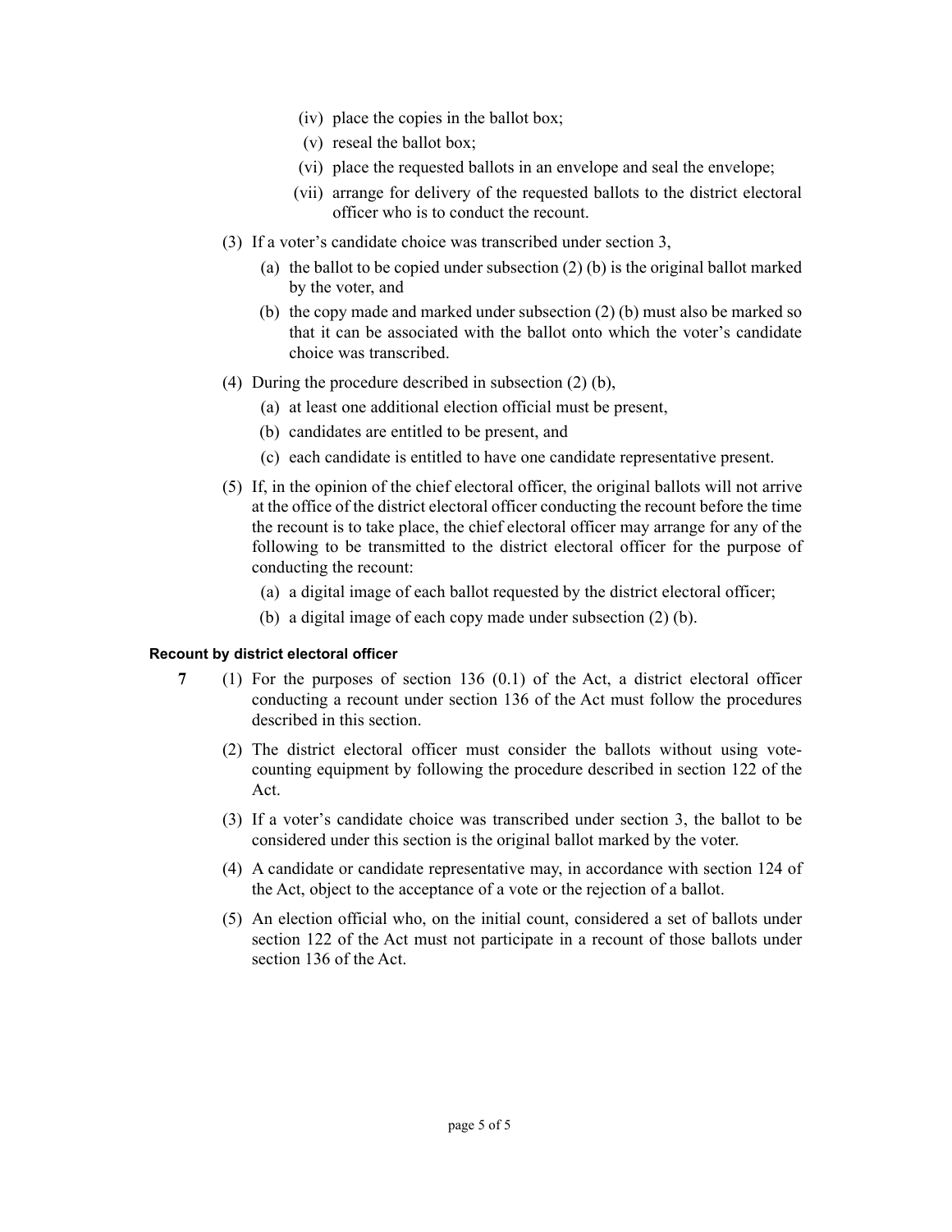(iv) place the copies in the ballot box;

(v) reseal the ballot box;

(vi) place the requested ballots in an envelope and seal the envelope;

(vii) arrange for delivery of the requested ballots to the district electoral officer who is to conduct the recount.

(3) If a voter's candidate choice was transcribed under section 3,

(a) the ballot to be copied under subsection (2) (b) is the original ballot marked by the voter, and

(b) the copy made and marked under subsection (2) (b) must also be marked so that it can be associated with the ballot onto which the voter's candidate choice was transcribed.

(4) During the procedure described in subsection (2) (b),

(a) at least one additional election official must be present,

(b) candidates are entitled to be present, and

(c) each candidate is entitled to have one candidate representative present.

(5) If, in the opinion of the chief electoral officer, the original ballots will not arrive at the office of the district electoral officer conducting the recount before the time the recount is to take place, the chief electoral officer may arrange for any of the following to be transmitted to the district electoral officer for the purpose of conducting the recount:

(a) a digital image of each ballot requested by the district electoral officer;

(b) a digital image of each copy made under subsection (2) (b).

#### Recount by district electoral officer

**7** (1) For the purposes of section 136 (0.1) of the Act, a district electoral officer conducting a recount under section 136 of the Act must follow the procedures described in this section.

(2) The district electoral officer must consider the ballots without using vote-counting equipment by following the procedure described in section 122 of the Act.

(3) If a voter's candidate choice was transcribed under section 3, the ballot to be considered under this section is the original ballot marked by the voter.

(4) A candidate or candidate representative may, in accordance with section 124 of the Act, object to the acceptance of a vote or the rejection of a ballot.

(5) An election official who, on the initial count, considered a set of ballots under section 122 of the Act must not participate in a recount of those ballots under section 136 of the Act.